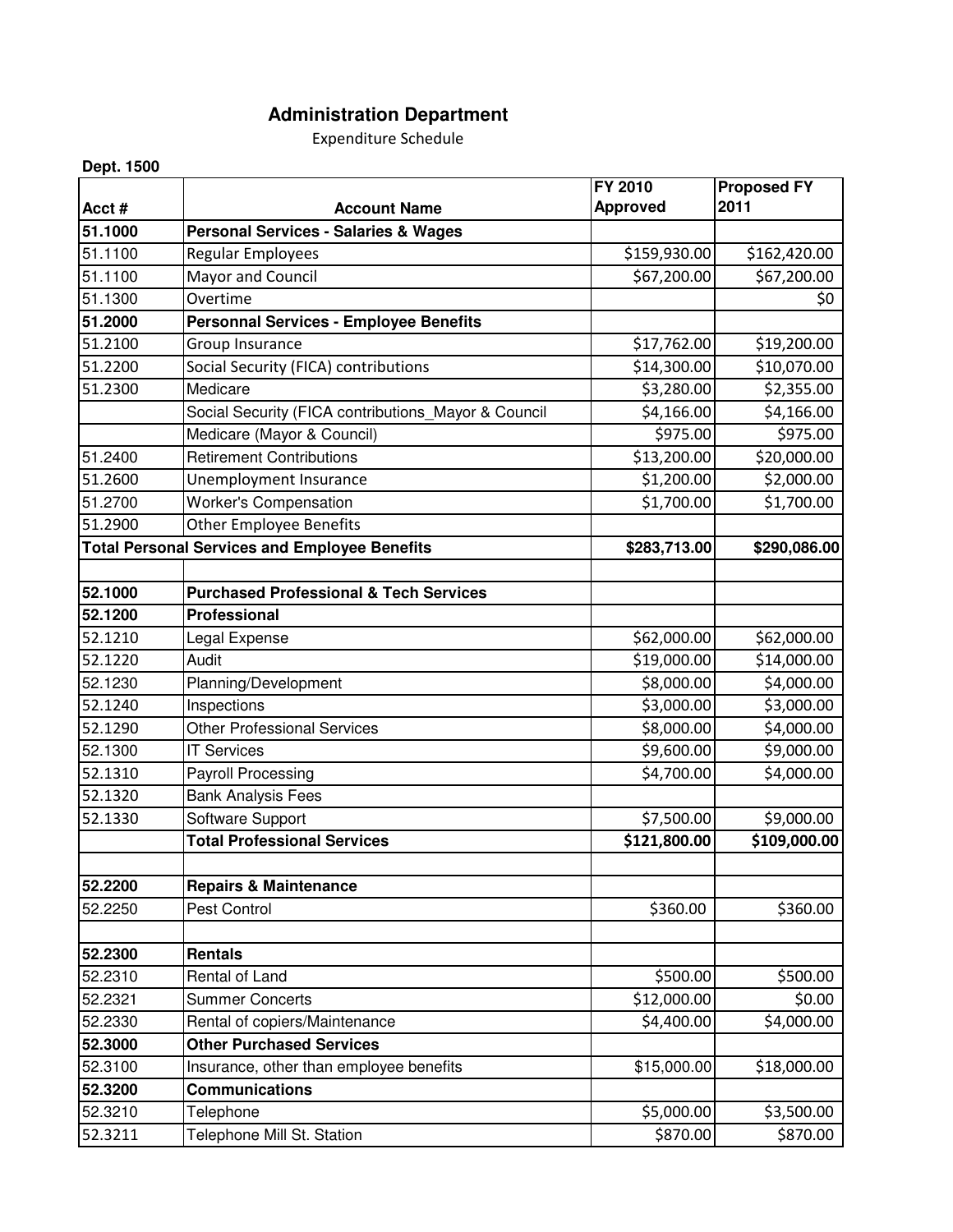# Administration Department

Expenditure Schedule

**Dept. 1500**

| Acct # | Account Name | FY 2010 Approved | Proposed FY 2011 |
|---|---|---|---|
| **51.1000** | **Personal Services - Salaries & Wages** | | |
| 51.1100 | Regular Employees | $159,930.00 | $162,420.00 |
| 51.1100 | Mayor and Council | $67,200.00 | $67,200.00 |
| 51.1300 | Overtime | | $0 |
| **51.2000** | **Personnal Services - Employee Benefits** | | |
| 51.2100 | Group Insurance | $17,762.00 | $19,200.00 |
| 51.2200 | Social Security (FICA) contributions | $14,300.00 | $10,070.00 |
| 51.2300 | Medicare | $3,280.00 | $2,355.00 |
| | Social Security (FICA contributions_Mayor & Council | $4,166.00 | $4,166.00 |
| | Medicare (Mayor & Council) | $975.00 | $975.00 |
| 51.2400 | Retirement Contributions | $13,200.00 | $20,000.00 |
| 51.2600 | Unemployment Insurance | $1,200.00 | $2,000.00 |
| 51.2700 | Worker's Compensation | $1,700.00 | $1,700.00 |
| 51.2900 | Other Employee Benefits | | |
| **Total Personal Services and Employee Benefits** | | **$283,713.00** | **$290,086.00** |
| | | | |
| **52.1000** | **Purchased Professional & Tech Services** | | |
| **52.1200** | **Professional** | | |
| 52.1210 | Legal Expense | $62,000.00 | $62,000.00 |
| 52.1220 | Audit | $19,000.00 | $14,000.00 |
| 52.1230 | Planning/Development | $8,000.00 | $4,000.00 |
| 52.1240 | Inspections | $3,000.00 | $3,000.00 |
| 52.1290 | Other Professional Services | $8,000.00 | $4,000.00 |
| 52.1300 | IT Services | $9,600.00 | $9,000.00 |
| 52.1310 | Payroll Processing | $4,700.00 | $4,000.00 |
| 52.1320 | Bank Analysis Fees | | |
| 52.1330 | Software Support | $7,500.00 | $9,000.00 |
| | **Total Professional Services** | **$121,800.00** | **$109,000.00** |
| | | | |
| **52.2200** | **Repairs & Maintenance** | | |
| 52.2250 | Pest Control | $360.00 | $360.00 |
| | | | |
| **52.2300** | **Rentals** | | |
| 52.2310 | Rental of Land | $500.00 | $500.00 |
| 52.2321 | Summer Concerts | $12,000.00 | $0.00 |
| 52.2330 | Rental of copiers/Maintenance | $4,400.00 | $4,000.00 |
| **52.3000** | **Other Purchased Services** | | |
| 52.3100 | Insurance, other than employee benefits | $15,000.00 | $18,000.00 |
| **52.3200** | **Communications** | | |
| 52.3210 | Telephone | $5,000.00 | $3,500.00 |
| 52.3211 | Telephone Mill St. Station | $870.00 | $870.00 |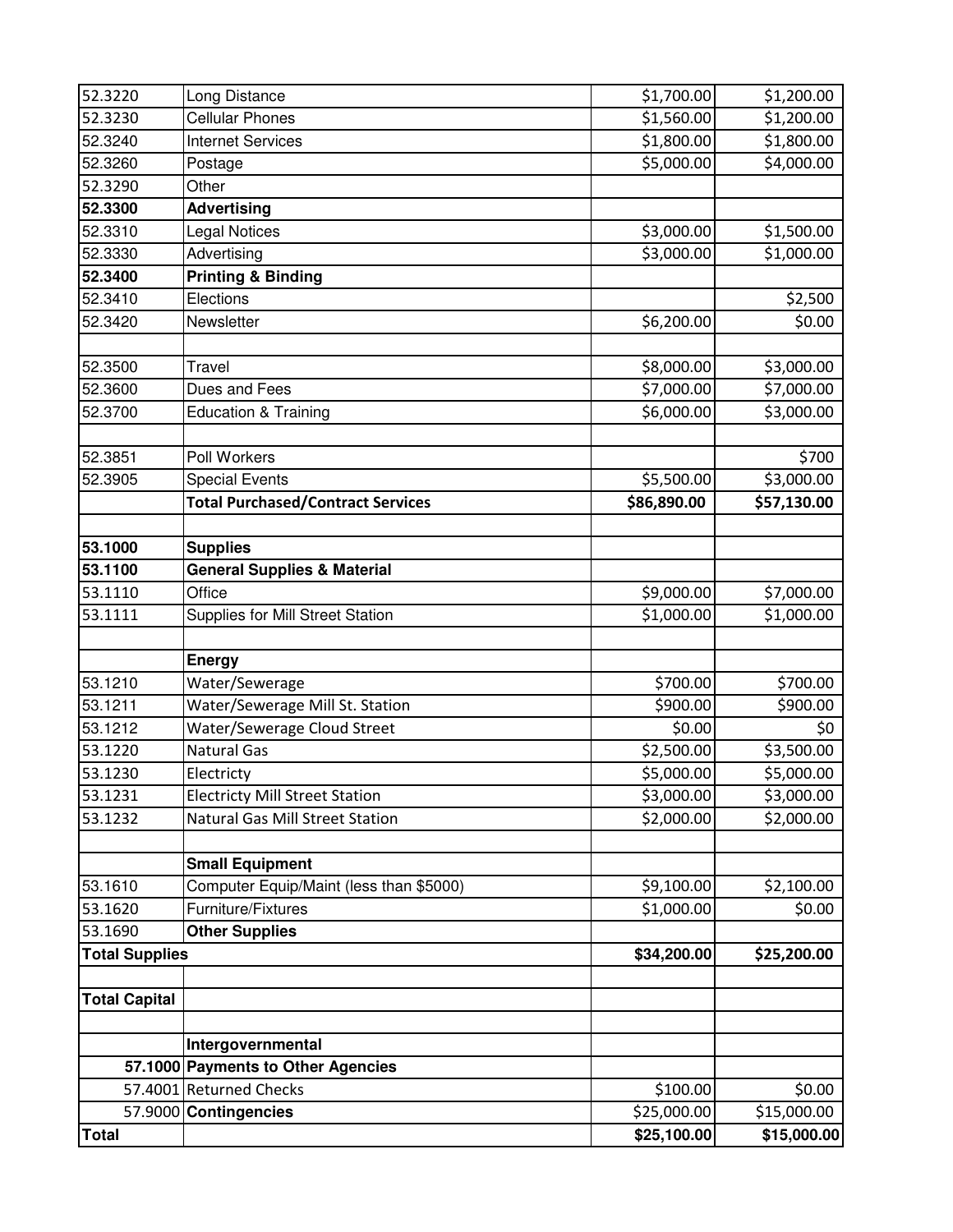| | | | |
|---|---|---|---|
| 52.3220 | Long Distance | $1,700.00 | $1,200.00 |
| 52.3230 | Cellular Phones | $1,560.00 | $1,200.00 |
| 52.3240 | Internet Services | $1,800.00 | $1,800.00 |
| 52.3260 | Postage | $5,000.00 | $4,000.00 |
| 52.3290 | Other | | |
| **52.3300** | **Advertising** | | |
| 52.3310 | Legal Notices | $3,000.00 | $1,500.00 |
| 52.3330 | Advertising | $3,000.00 | $1,000.00 |
| **52.3400** | **Printing & Binding** | | |
| 52.3410 | Elections | | $2,500 |
| 52.3420 | Newsletter | $6,200.00 | $0.00 |
| | | | |
| 52.3500 | Travel | $8,000.00 | $3,000.00 |
| 52.3600 | Dues and Fees | $7,000.00 | $7,000.00 |
| 52.3700 | Education & Training | $6,000.00 | $3,000.00 |
| | | | |
| 52.3851 | Poll Workers | | $700 |
| 52.3905 | Special Events | $5,500.00 | $3,000.00 |
| | **Total Purchased/Contract Services** | **$86,890.00** | **$57,130.00** |
| | | | |
| **53.1000** | **Supplies** | | |
| **53.1100** | **General Supplies & Material** | | |
| 53.1110 | Office | $9,000.00 | $7,000.00 |
| 53.1111 | Supplies for Mill Street Station | $1,000.00 | $1,000.00 |
| | | | |
| | **Energy** | | |
| 53.1210 | Water/Sewerage | $700.00 | $700.00 |
| 53.1211 | Water/Sewerage Mill St. Station | $900.00 | $900.00 |
| 53.1212 | Water/Sewerage Cloud Street | $0.00 | $0 |
| 53.1220 | Natural Gas | $2,500.00 | $3,500.00 |
| 53.1230 | Electricty | $5,000.00 | $5,000.00 |
| 53.1231 | Electricty Mill Street Station | $3,000.00 | $3,000.00 |
| 53.1232 | Natural Gas Mill Street Station | $2,000.00 | $2,000.00 |
| | | | |
| | **Small Equipment** | | |
| 53.1610 | Computer Equip/Maint (less than $5000) | $9,100.00 | $2,100.00 |
| 53.1620 | Furniture/Fixtures | $1,000.00 | $0.00 |
| 53.1690 | **Other Supplies** | | |
| **Total Supplies** | | **$34,200.00** | **$25,200.00** |
| | | | |
| **Total Capital** | | | |
| | | | |
| | **Intergovernmental** | | |
| **57.1000** | **Payments to Other Agencies** | | |
| 57.4001 | Returned Checks | $100.00 | $0.00 |
| 57.9000 | **Contingencies** | $25,000.00 | $15,000.00 |
| **Total** | | **$25,100.00** | **$15,000.00** |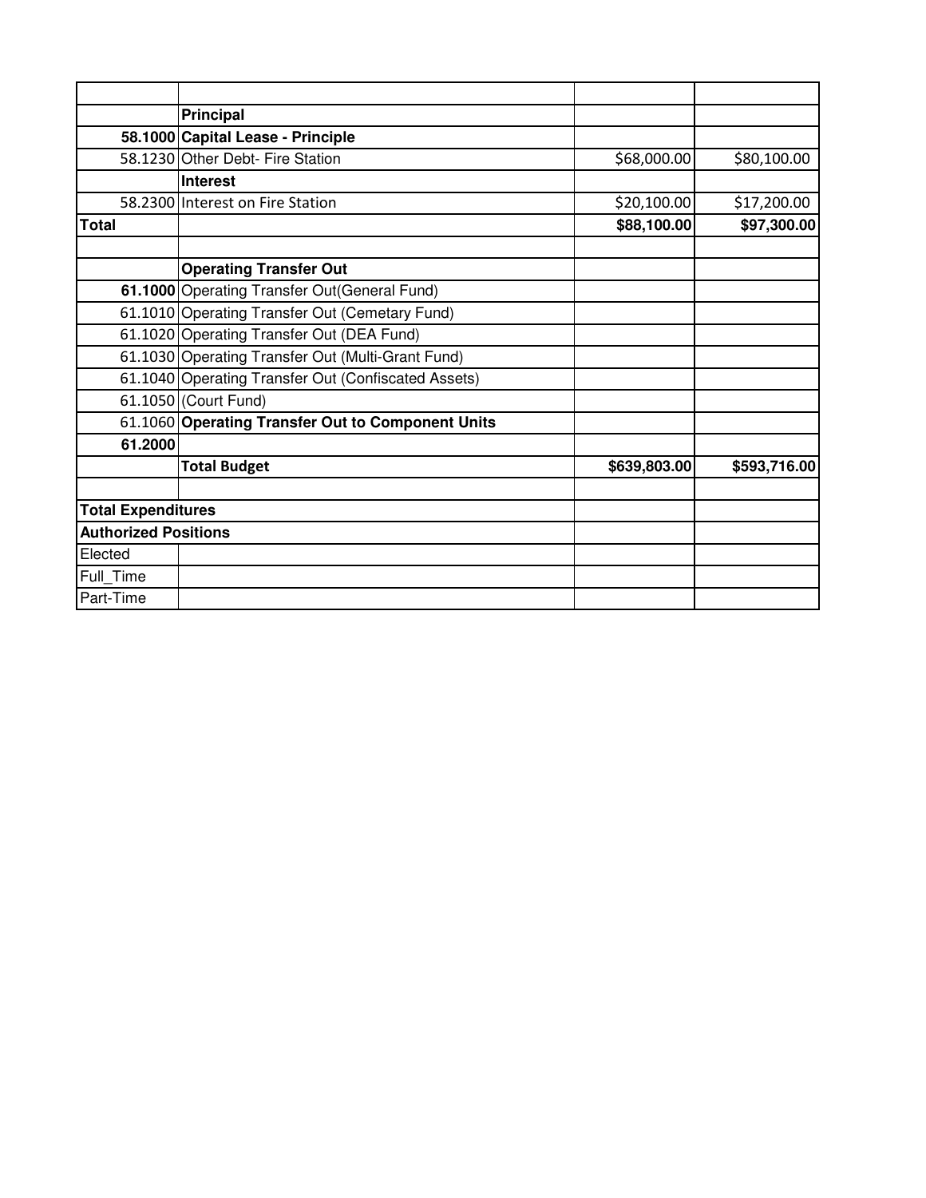| | | | |
|---|---|---|---|
| | | | |
| | **Principal** | | |
| **58.1000** | **Capital Lease - Principle** | | |
| 58.1230 | Other Debt- Fire Station | $68,000.00 | $80,100.00 |
| | **Interest** | | |
| 58.2300 | Interest on Fire Station | $20,100.00 | $17,200.00 |
| **Total** | | **$88,100.00** | **$97,300.00** |
| | | | |
| | **Operating Transfer Out** | | |
| **61.1000** | Operating Transfer Out(General Fund) | | |
| 61.1010 | Operating Transfer Out (Cemetary Fund) | | |
| 61.1020 | Operating Transfer Out (DEA Fund) | | |
| 61.1030 | Operating Transfer Out (Multi-Grant Fund) | | |
| 61.1040 | Operating Transfer Out (Confiscated Assets) | | |
| 61.1050 | (Court Fund) | | |
| 61.1060 | **Operating Transfer Out to Component Units** | | |
| **61.2000** | | | |
| | **Total Budget** | **$639,803.00** | **$593,716.00** |
| | | | |
| **Total Expenditures** | | | |
| **Authorized Positions** | | | |
| Elected | | | |
| Full_Time | | | |
| Part-Time | | | |